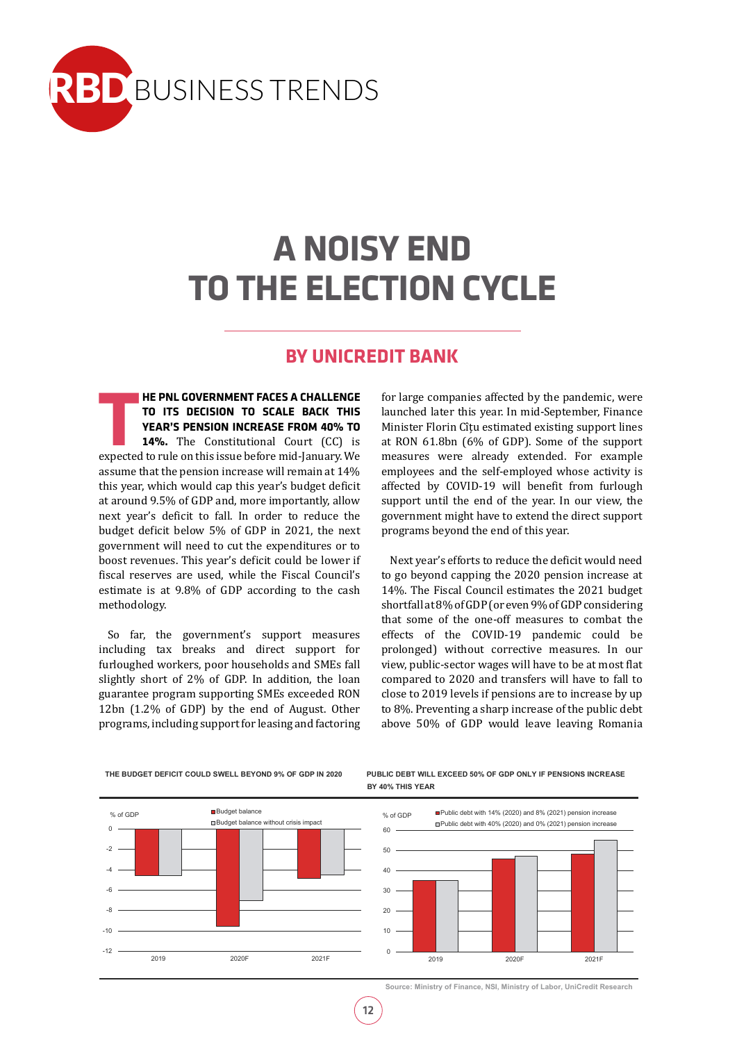# A NOISY END TO THE ELECTION CYCLE

## BY UNICREDIT BANK

**THE PNL GOVERNMENT FACES A CHALLENGE TO ITS DECISION TO SCALE BACK THIS YEAR'S PENSION INCREASE FROM 40% TO 14%.** The Constitutional Court (CC) is expected to rule on this issue before mid-January. We assume that the pension increase will remain at 14% this year, which would cap this year's budget deficit at around 9.5% of GDP and, more importantly, allow next year's deficit to fall. In order to reduce the budget deficit below 5% of GDP in 2021, the next government will need to cut the expenditures or to boost revenues. This year's deficit could be lower if fiscal reserves are used, while the Fiscal Council's estimate is at 9.8% of GDP according to the cash methodology.

So far, the government's support measures including tax breaks and direct support for furloughed workers, poor households and SMEs fall slightly short of 2% of GDP. In addition, the loan guarantee program supporting SMEs exceeded RON 12bn (1.2% of GDP) by the end of August. Other programs, including support for leasing and factoring for large companies affected by the pandemic, were launched later this year. In mid-September, Finance Minister Florin Cîțu estimated existing support lines at RON 61.8bn (6% of GDP). Some of the support measures were already extended. For example employees and the self-employed whose activity is affected by COVID-19 will benefit from furlough support until the end of the year. In our view, the government might have to extend the direct support programs beyond the end of this year.

Next year's efforts to reduce the deficit would need to go beyond capping the 2020 pension increase at 14%. The Fiscal Council estimates the 2021 budget shortfall at 8% of GDP (or even 9% of GDP considering that some of the one-off measures to combat the effects of the COVID-19 pandemic could be prolonged) without corrective measures. In our view, public-sector wages will have to be at most flat compared to 2020 and transfers will have to fall to close to 2019 levels if pensions are to increase by up to 8%. Preventing a sharp increase of the public debt above 50% of GDP would leave leaving Romania

**THE BUDGET DEFICIT COULD SWELL BEYOND 9% OF GDP IN 2020**

| % of GDP | Budget balance | Budget balance without crisis impact |
|---|---|---|
| 2019 | ~-4.6 | ~-4.6 |
| 2020F | ~-9.5 | ~-7.0 |
| 2021F | ~-4.8 | ~-4.5 |

**PUBLIC DEBT WILL EXCEED 50% OF GDP ONLY IF PENSIONS INCREASE BY 40% THIS YEAR**

| % of GDP | Public debt with 14% (2020) and 8% (2021) pension increase | Public debt with 40% (2020) and 0% (2021) pension increase |
|---|---|---|
| 2019 | ~35 | ~35 |
| 2020F | ~46 | ~47 |
| 2021F | ~48 | ~55 |

Source: Ministry of Finance, NSI, Ministry of Labor, UniCredit Research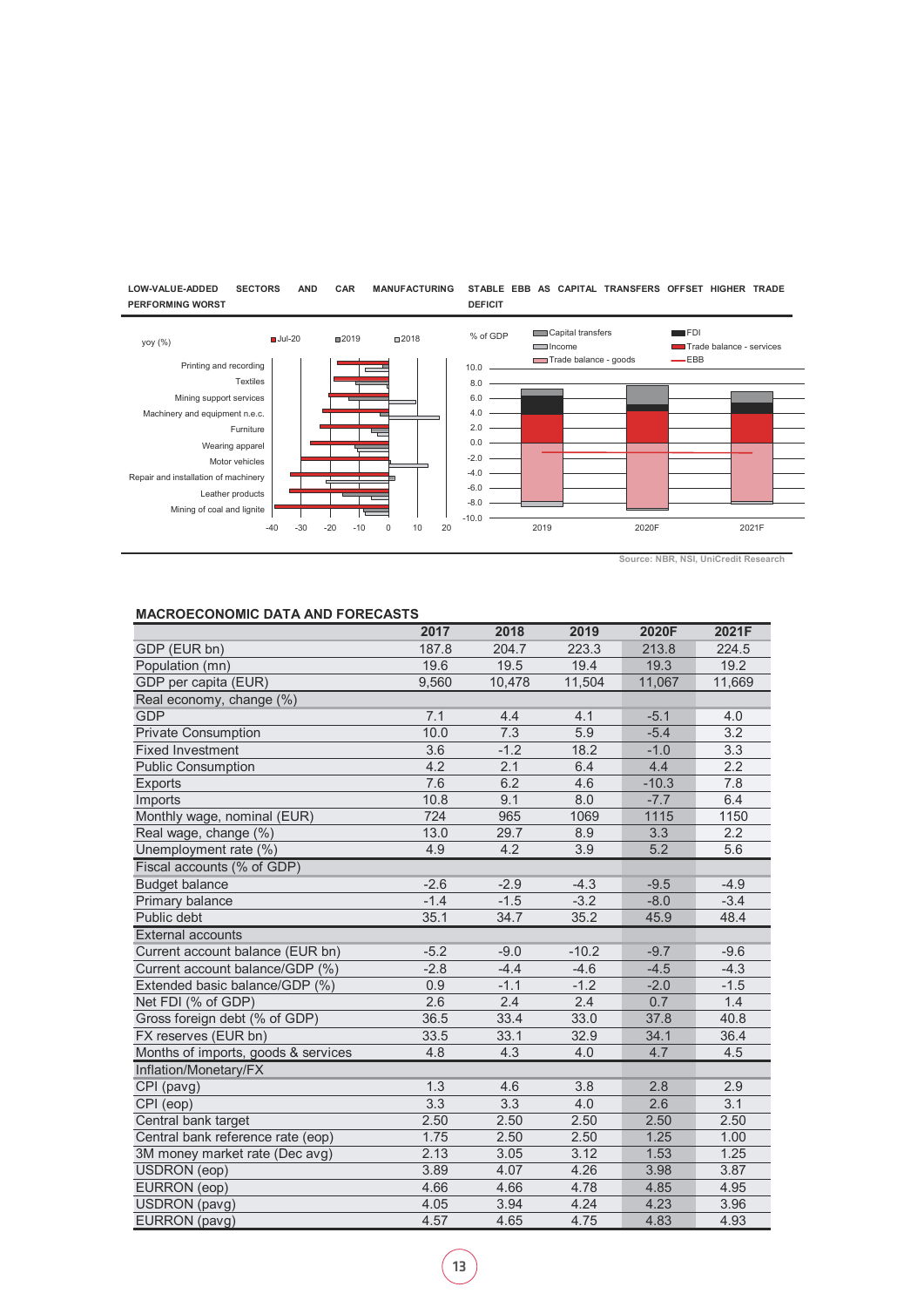**LOW-VALUE-ADDED SECTORS AND CAR MANUFACTURING PERFORMING WORST**

**STABLE EBB AS CAPITAL TRANSFERS OFFSET HIGHER TRADE DEFICIT**

Source: NBR, NSI, UniCredit Research

## MACROECONOMIC DATA AND FORECASTS

| | 2017 | 2018 | 2019 | 2020F | 2021F |
|---|---|---|---|---|---|
| GDP (EUR bn) | 187.8 | 204.7 | 223.3 | 213.8 | 224.5 |
| Population (mn) | 19.6 | 19.5 | 19.4 | 19.3 | 19.2 |
| GDP per capita (EUR) | 9,560 | 10,478 | 11,504 | 11,067 | 11,669 |
| **Real economy, change (%)** | | | | | |
| GDP | 7.1 | 4.4 | 4.1 | -5.1 | 4.0 |
| Private Consumption | 10.0 | 7.3 | 5.9 | -5.4 | 3.2 |
| Fixed Investment | 3.6 | -1.2 | 18.2 | -1.0 | 3.3 |
| Public Consumption | 4.2 | 2.1 | 6.4 | 4.4 | 2.2 |
| Exports | 7.6 | 6.2 | 4.6 | -10.3 | 7.8 |
| Imports | 10.8 | 9.1 | 8.0 | -7.7 | 6.4 |
| Monthly wage, nominal (EUR) | 724 | 965 | 1069 | 1115 | 1150 |
| Real wage, change (%) | 13.0 | 29.7 | 8.9 | 3.3 | 2.2 |
| Unemployment rate (%) | 4.9 | 4.2 | 3.9 | 5.2 | 5.6 |
| **Fiscal accounts (% of GDP)** | | | | | |
| Budget balance | -2.6 | -2.9 | -4.3 | -9.5 | -4.9 |
| Primary balance | -1.4 | -1.5 | -3.2 | -8.0 | -3.4 |
| Public debt | 35.1 | 34.7 | 35.2 | 45.9 | 48.4 |
| **External accounts** | | | | | |
| Current account balance (EUR bn) | -5.2 | -9.0 | -10.2 | -9.7 | -9.6 |
| Current account balance/GDP (%) | -2.8 | -4.4 | -4.6 | -4.5 | -4.3 |
| Extended basic balance/GDP (%) | 0.9 | -1.1 | -1.2 | -2.0 | -1.5 |
| Net FDI (% of GDP) | 2.6 | 2.4 | 2.4 | 0.7 | 1.4 |
| Gross foreign debt (% of GDP) | 36.5 | 33.4 | 33.0 | 37.8 | 40.8 |
| FX reserves (EUR bn) | 33.5 | 33.1 | 32.9 | 34.1 | 36.4 |
| Months of imports, goods & services | 4.8 | 4.3 | 4.0 | 4.7 | 4.5 |
| **Inflation/Monetary/FX** | | | | | |
| CPI (pavg) | 1.3 | 4.6 | 3.8 | 2.8 | 2.9 |
| CPI (eop) | 3.3 | 3.3 | 4.0 | 2.6 | 3.1 |
| Central bank target | 2.50 | 2.50 | 2.50 | 2.50 | 2.50 |
| Central bank reference rate (eop) | 1.75 | 2.50 | 2.50 | 1.25 | 1.00 |
| 3M money market rate (Dec avg) | 2.13 | 3.05 | 3.12 | 1.53 | 1.25 |
| USDRON (eop) | 3.89 | 4.07 | 4.26 | 3.98 | 3.87 |
| EURRON (eop) | 4.66 | 4.66 | 4.78 | 4.85 | 4.95 |
| USDRON (pavg) | 4.05 | 3.94 | 4.24 | 4.23 | 3.96 |
| EURRON (pavg) | 4.57 | 4.65 | 4.75 | 4.83 | 4.93 |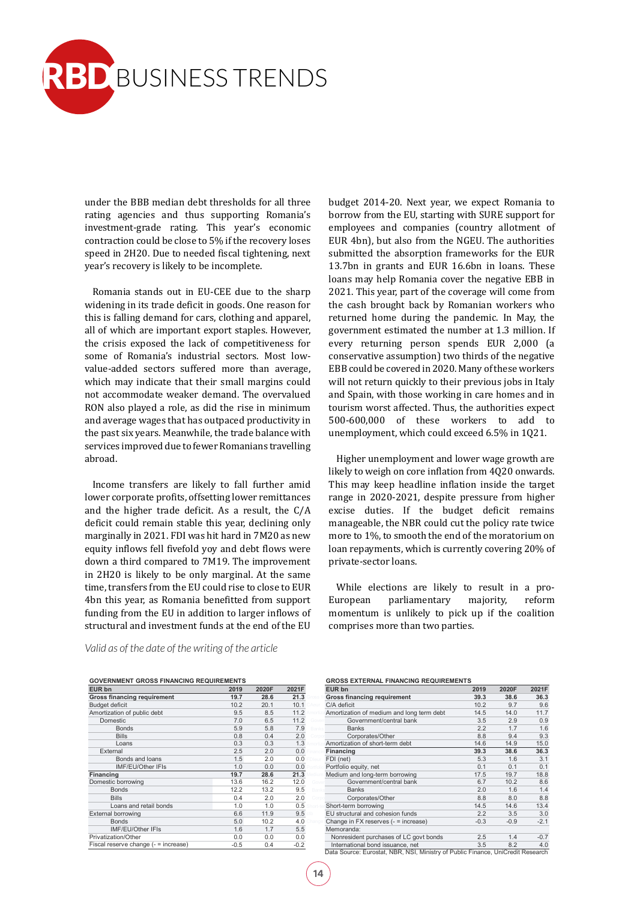under the BBB median debt thresholds for all three rating agencies and thus supporting Romania's investment-grade rating. This year's economic contraction could be close to 5% if the recovery loses speed in 2H20. Due to needed fiscal tightening, next year's recovery is likely to be incomplete.

Romania stands out in EU-CEE due to the sharp widening in its trade deficit in goods. One reason for this is falling demand for cars, clothing and apparel, all of which are important export staples. However, the crisis exposed the lack of competitiveness for some of Romania's industrial sectors. Most low-value-added sectors suffered more than average, which may indicate that their small margins could not accommodate weaker demand. The overvalued RON also played a role, as did the rise in minimum and average wages that has outpaced productivity in the past six years. Meanwhile, the trade balance with services improved due to fewer Romanians travelling abroad.

Income transfers are likely to fall further amid lower corporate profits, offsetting lower remittances and the higher trade deficit. As a result, the C/A deficit could remain stable this year, declining only marginally in 2021. FDI was hit hard in 7M20 as new equity inflows fell fivefold yoy and debt flows were down a third compared to 7M19. The improvement in 2H20 is likely to be only marginal. At the same time, transfers from the EU could rise to close to EUR 4bn this year, as Romania benefitted from support funding from the EU in addition to larger inflows of structural and investment funds at the end of the EU budget 2014-20. Next year, we expect Romania to borrow from the EU, starting with SURE support for employees and companies (country allotment of EUR 4bn), but also from the NGEU. The authorities submitted the absorption frameworks for the EUR 13.7bn in grants and EUR 16.6bn in loans. These loans may help Romania cover the negative EBB in 2021. This year, part of the coverage will come from the cash brought back by Romanian workers who returned home during the pandemic. In May, the government estimated the number at 1.3 million. If every returning person spends EUR 2,000 (a conservative assumption) two thirds of the negative EBB could be covered in 2020. Many of these workers will not return quickly to their previous jobs in Italy and Spain, with those working in care homes and in tourism worst affected. Thus, the authorities expect 500-600,000 of these workers to add to unemployment, which could exceed 6.5% in 1Q21.

Higher unemployment and lower wage growth are likely to weigh on core inflation from 4Q20 onwards. This may keep headline inflation inside the target range in 2020-2021, despite pressure from higher excise duties. If the budget deficit remains manageable, the NBR could cut the policy rate twice more to 1%, to smooth the end of the moratorium on loan repayments, which is currently covering 20% of private-sector loans.

While elections are likely to result in a pro-European parliamentary majority, reform momentum is unlikely to pick up if the coalition comprises more than two parties.

*Valid as of the date of the writing of the article*

**GOVERNMENT GROSS FINANCING REQUIREMENTS**

| EUR bn | 2019 | 2020F | 2021F |
|---|---|---|---|
| **Gross financing requirement** | **19.7** | **28.6** | **21.3** |
| Budget deficit | 10.2 | 20.1 | 10.1 |
| Amortization of public debt | 9.5 | 8.5 | 11.2 |
| Domestic | 7.0 | 6.5 | 11.2 |
| Bonds | 5.9 | 5.8 | 7.9 |
| Bills | 0.8 | 0.4 | 2.0 |
| Loans | 0.3 | 0.3 | 1.3 |
| External | 2.5 | 2.0 | 0.0 |
| Bonds and loans | 1.5 | 2.0 | 0.0 |
| IMF/EU/Other IFIs | 1.0 | 0.0 | 0.0 |
| **Financing** | **19.7** | **28.6** | **21.3** |
| Domestic borrowing | 13.6 | 16.2 | 12.0 |
| Bonds | 12.2 | 13.2 | 9.5 |
| Bills | 0.4 | 2.0 | 2.0 |
| Loans and retail bonds | 1.0 | 1.0 | 0.5 |
| External borrowing | 6.6 | 11.9 | 9.5 |
| Bonds | 5.0 | 10.2 | 4.0 |
| IMF/EU/Other IFIs | 1.6 | 1.7 | 5.5 |
| Privatization/Other | 0.0 | 0.0 | 0.0 |
| Fiscal reserve change (- = increase) | -0.5 | 0.4 | -0.2 |

**GROSS EXTERNAL FINANCING REQUIREMENTS**

| EUR bn | 2019 | 2020F | 2021F |
|---|---|---|---|
| **Gross financing requirement** | **39.3** | **38.6** | **36.3** |
| C/A deficit | 10.2 | 9.7 | 9.6 |
| Amortization of medium and long term debt | 14.5 | 14.0 | 11.7 |
| Government/central bank | 3.5 | 2.9 | 0.9 |
| Banks | 2.2 | 1.7 | 1.6 |
| Corporates/Other | 8.8 | 9.4 | 9.3 |
| Amortization of short-term debt | 14.6 | 14.9 | 15.0 |
| **Financing** | **39.3** | **38.6** | **36.3** |
| FDI (net) | 5.3 | 1.6 | 3.1 |
| Portfolio equity, net | 0.1 | 0.1 | 0.1 |
| Medium and long-term borrowing | 17.5 | 19.7 | 18.8 |
| Government/central bank | 6.7 | 10.2 | 8.6 |
| Banks | 2.0 | 1.6 | 1.4 |
| Corporates/Other | 8.8 | 8.0 | 8.8 |
| Short-term borrowing | 14.5 | 14.6 | 13.4 |
| EU structural and cohesion funds | 2.2 | 3.5 | 3.0 |
| Change in FX reserves (- = increase) | -0.3 | -0.9 | -2.1 |
| Memoranda: | | | |
| Nonresident purchases of LC govt bonds | 2.5 | 1.4 | -0.7 |
| International bond issuance, net | 3.5 | 8.2 | 4.0 |

Data Source: Eurostat, NBR, NSI, Ministry of Public Finance, UniCredit Research